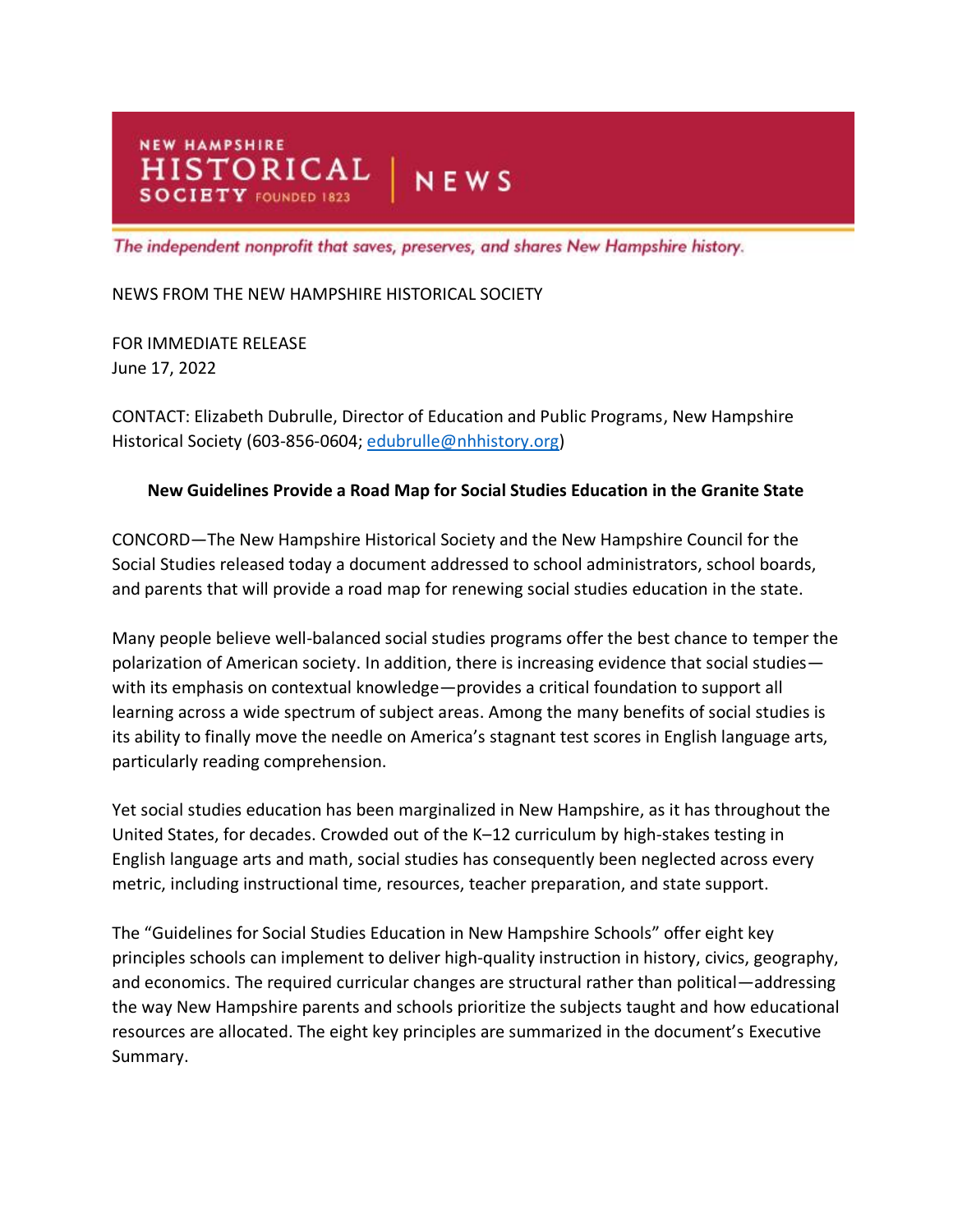NEW HAMPSHIRE HISTORICAL SOCIETY FOUNDED 1823 | NEWS

*The independent nonprofit that saves, preserves, and shares New Hampshire history.*

NEWS FROM THE NEW HAMPSHIRE HISTORICAL SOCIETY

FOR IMMEDIATE RELEASE
June 17, 2022

CONTACT: Elizabeth Dubrulle, Director of Education and Public Programs, New Hampshire Historical Society (603-856-0604; edubrulle@nhhistory.org)

**New Guidelines Provide a Road Map for Social Studies Education in the Granite State**

CONCORD—The New Hampshire Historical Society and the New Hampshire Council for the Social Studies released today a document addressed to school administrators, school boards, and parents that will provide a road map for renewing social studies education in the state.

Many people believe well-balanced social studies programs offer the best chance to temper the polarization of American society. In addition, there is increasing evidence that social studies—with its emphasis on contextual knowledge—provides a critical foundation to support all learning across a wide spectrum of subject areas. Among the many benefits of social studies is its ability to finally move the needle on America's stagnant test scores in English language arts, particularly reading comprehension.

Yet social studies education has been marginalized in New Hampshire, as it has throughout the United States, for decades. Crowded out of the K–12 curriculum by high-stakes testing in English language arts and math, social studies has consequently been neglected across every metric, including instructional time, resources, teacher preparation, and state support.

The "Guidelines for Social Studies Education in New Hampshire Schools" offer eight key principles schools can implement to deliver high-quality instruction in history, civics, geography, and economics. The required curricular changes are structural rather than political—addressing the way New Hampshire parents and schools prioritize the subjects taught and how educational resources are allocated. The eight key principles are summarized in the document's Executive Summary.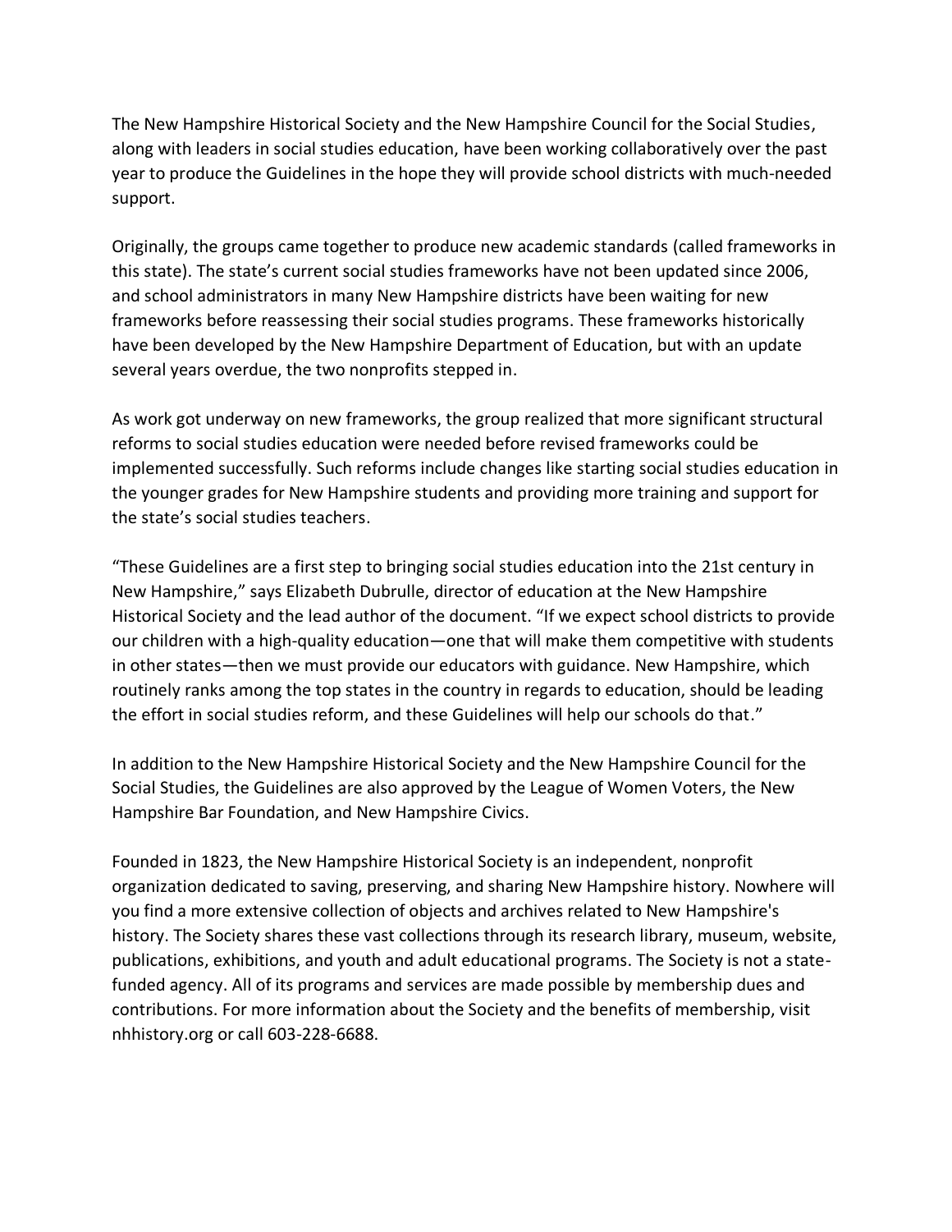The New Hampshire Historical Society and the New Hampshire Council for the Social Studies, along with leaders in social studies education, have been working collaboratively over the past year to produce the Guidelines in the hope they will provide school districts with much-needed support.

Originally, the groups came together to produce new academic standards (called frameworks in this state). The state's current social studies frameworks have not been updated since 2006, and school administrators in many New Hampshire districts have been waiting for new frameworks before reassessing their social studies programs. These frameworks historically have been developed by the New Hampshire Department of Education, but with an update several years overdue, the two nonprofits stepped in.

As work got underway on new frameworks, the group realized that more significant structural reforms to social studies education were needed before revised frameworks could be implemented successfully. Such reforms include changes like starting social studies education in the younger grades for New Hampshire students and providing more training and support for the state's social studies teachers.

"These Guidelines are a first step to bringing social studies education into the 21st century in New Hampshire," says Elizabeth Dubrulle, director of education at the New Hampshire Historical Society and the lead author of the document. "If we expect school districts to provide our children with a high-quality education—one that will make them competitive with students in other states—then we must provide our educators with guidance. New Hampshire, which routinely ranks among the top states in the country in regards to education, should be leading the effort in social studies reform, and these Guidelines will help our schools do that."

In addition to the New Hampshire Historical Society and the New Hampshire Council for the Social Studies, the Guidelines are also approved by the League of Women Voters, the New Hampshire Bar Foundation, and New Hampshire Civics.

Founded in 1823, the New Hampshire Historical Society is an independent, nonprofit organization dedicated to saving, preserving, and sharing New Hampshire history. Nowhere will you find a more extensive collection of objects and archives related to New Hampshire's history. The Society shares these vast collections through its research library, museum, website, publications, exhibitions, and youth and adult educational programs. The Society is not a state-funded agency. All of its programs and services are made possible by membership dues and contributions. For more information about the Society and the benefits of membership, visit nhhistory.org or call 603-228-6688.